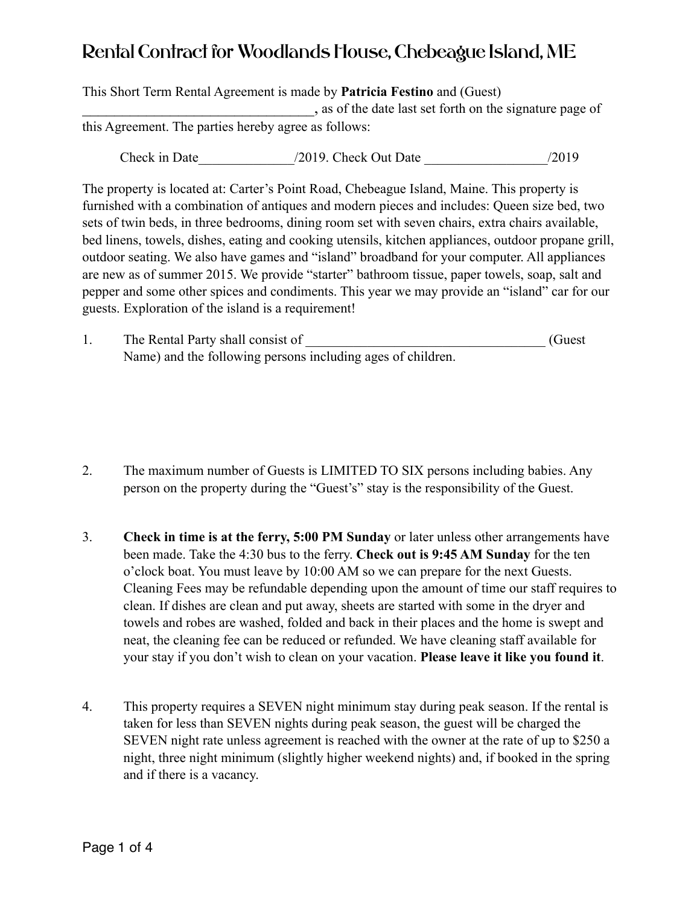# Rental Contract for Woodlands House, Chebeague Island, ME

This Short Term Rental Agreement is made by **Patricia Festino** and (Guest) __________________________________, as of the date last set forth on the signature page of this Agreement. The parties hereby agree as follows:

Check in Date______________/2019. Check Out Date __________________/2019

The property is located at: Carter's Point Road, Chebeague Island, Maine. This property is furnished with a combination of antiques and modern pieces and includes: Queen size bed, two sets of twin beds, in three bedrooms, dining room set with seven chairs, extra chairs available, bed linens, towels, dishes, eating and cooking utensils, kitchen appliances, outdoor propane grill, outdoor seating. We also have games and "island" broadband for your computer. All appliances are new as of summer 2015. We provide "starter" bathroom tissue, paper towels, soap, salt and pepper and some other spices and condiments. This year we may provide an "island" car for our guests. Exploration of the island is a requirement!

1. The Rental Party shall consist of ___________________________________ (Guest Name) and the following persons including ages of children.

2. The maximum number of Guests is LIMITED TO SIX persons including babies. Any person on the property during the "Guest's" stay is the responsibility of the Guest.

3. **Check in time is at the ferry, 5:00 PM Sunday** or later unless other arrangements have been made. Take the 4:30 bus to the ferry. **Check out is 9:45 AM Sunday** for the ten o'clock boat. You must leave by 10:00 AM so we can prepare for the next Guests. Cleaning Fees may be refundable depending upon the amount of time our staff requires to clean. If dishes are clean and put away, sheets are started with some in the dryer and towels and robes are washed, folded and back in their places and the home is swept and neat, the cleaning fee can be reduced or refunded. We have cleaning staff available for your stay if you don't wish to clean on your vacation. **Please leave it like you found it**.

4. This property requires a SEVEN night minimum stay during peak season. If the rental is taken for less than SEVEN nights during peak season, the guest will be charged the SEVEN night rate unless agreement is reached with the owner at the rate of up to $250 a night, three night minimum (slightly higher weekend nights) and, if booked in the spring and if there is a vacancy.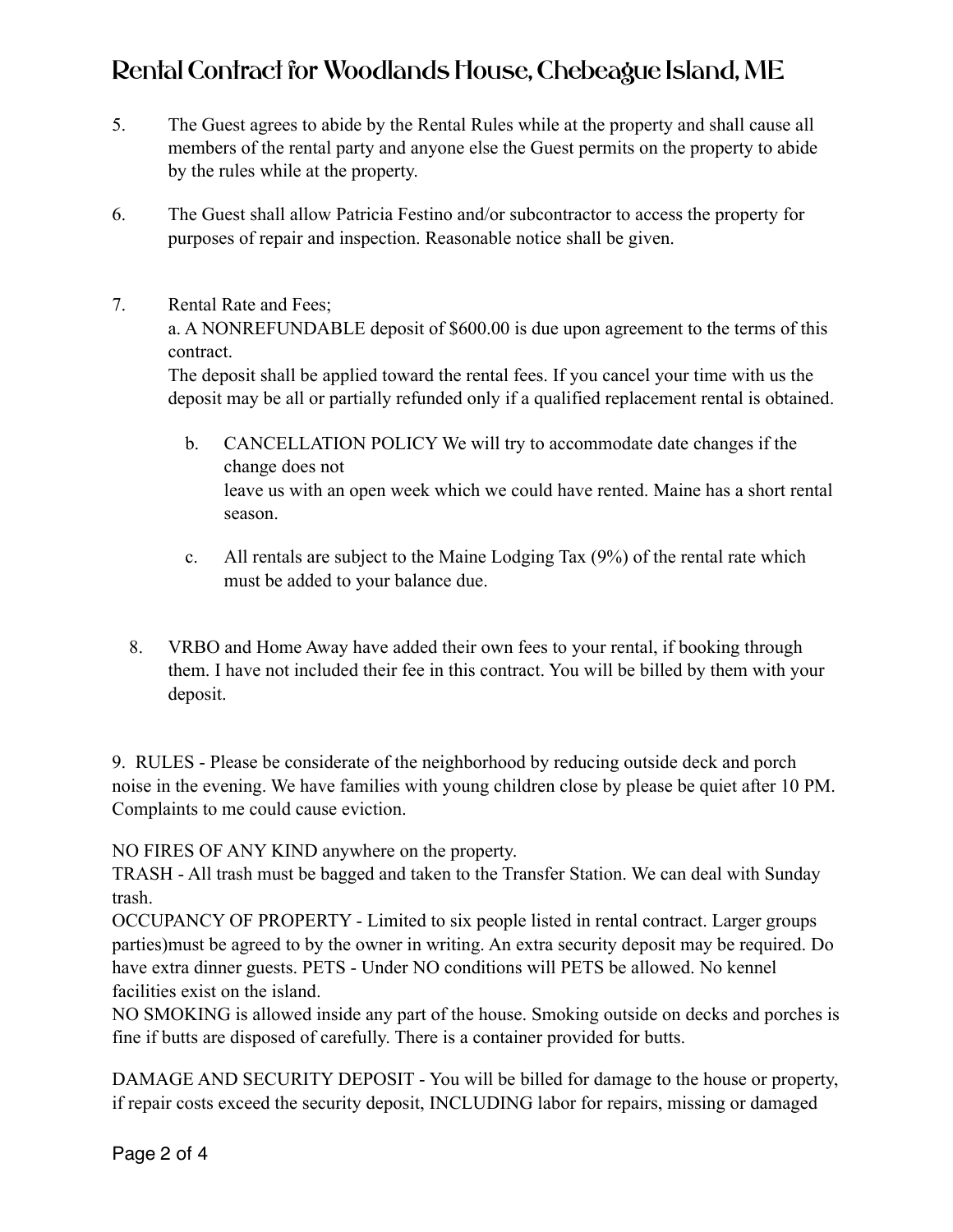5. The Guest agrees to abide by the Rental Rules while at the property and shall cause all members of the rental party and anyone else the Guest permits on the property to abide by the rules while at the property.

6. The Guest shall allow Patricia Festino and/or subcontractor to access the property for purposes of repair and inspection. Reasonable notice shall be given.

7. Rental Rate and Fees;
   a. A NONREFUNDABLE deposit of $600.00 is due upon agreement to the terms of this contract.
   The deposit shall be applied toward the rental fees. If you cancel your time with us the deposit may be all or partially refunded only if a qualified replacement rental is obtained.

   b. CANCELLATION POLICY We will try to accommodate date changes if the change does not
   leave us with an open week which we could have rented. Maine has a short rental season.

   c. All rentals are subject to the Maine Lodging Tax (9%) of the rental rate which must be added to your balance due.

8. VRBO and Home Away have added their own fees to your rental, if booking through them. I have not included their fee in this contract. You will be billed by them with your deposit.

9. RULES - Please be considerate of the neighborhood by reducing outside deck and porch noise in the evening. We have families with young children close by please be quiet after 10 PM. Complaints to me could cause eviction.

NO FIRES OF ANY KIND anywhere on the property.
TRASH - All trash must be bagged and taken to the Transfer Station. We can deal with Sunday trash.
OCCUPANCY OF PROPERTY - Limited to six people listed in rental contract. Larger groups parties)must be agreed to by the owner in writing. An extra security deposit may be required. Do have extra dinner guests. PETS - Under NO conditions will PETS be allowed. No kennel facilities exist on the island.
NO SMOKING is allowed inside any part of the house. Smoking outside on decks and porches is fine if butts are disposed of carefully. There is a container provided for butts.

DAMAGE AND SECURITY DEPOSIT - You will be billed for damage to the house or property, if repair costs exceed the security deposit, INCLUDING labor for repairs, missing or damaged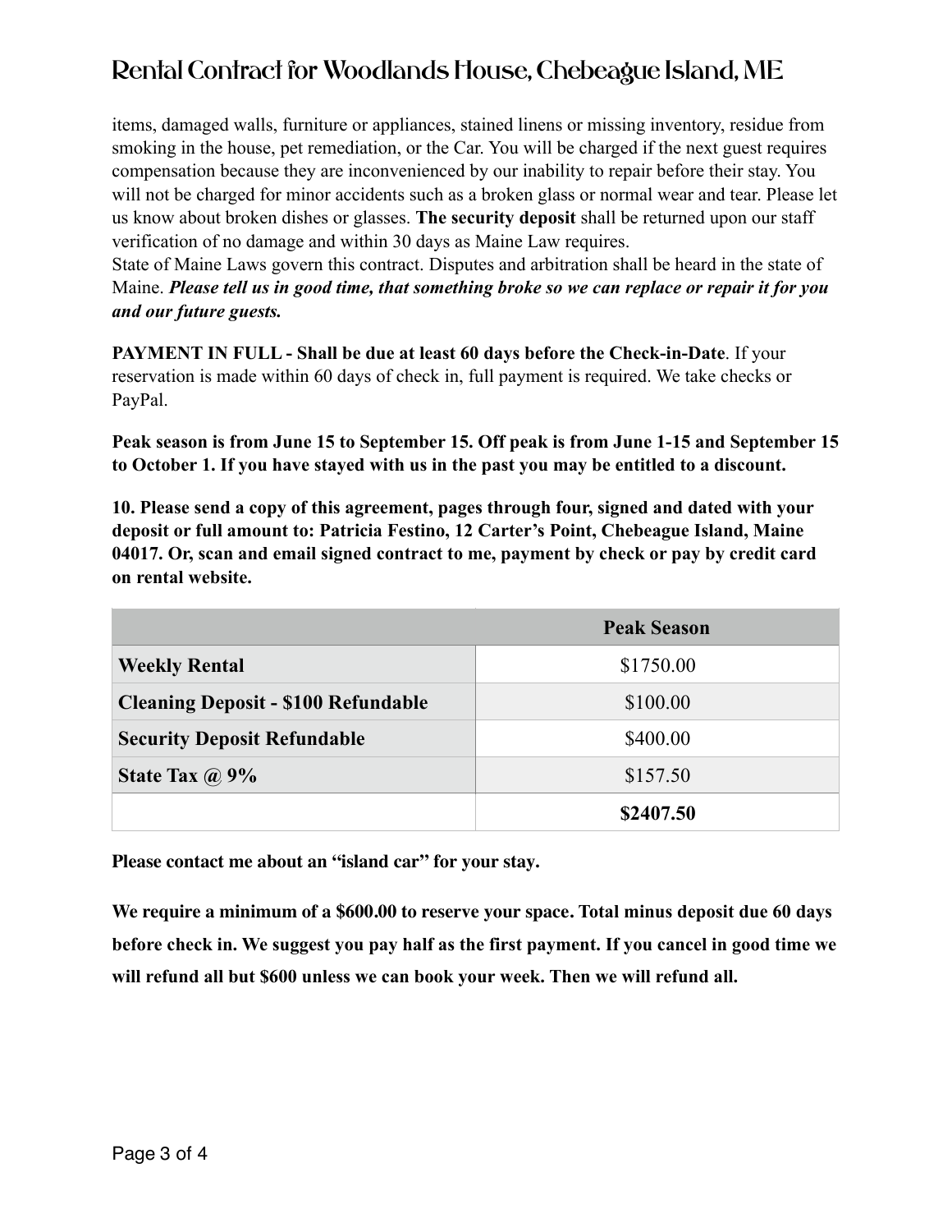items, damaged walls, furniture or appliances, stained linens or missing inventory, residue from smoking in the house, pet remediation, or the Car. You will be charged if the next guest requires compensation because they are inconvenienced by our inability to repair before their stay. You will not be charged for minor accidents such as a broken glass or normal wear and tear. Please let us know about broken dishes or glasses. **The security deposit** shall be returned upon our staff verification of no damage and within 30 days as Maine Law requires.
State of Maine Laws govern this contract. Disputes and arbitration shall be heard in the state of Maine. ***Please tell us in good time, that something broke so we can replace or repair it for you and our future guests.***

**PAYMENT IN FULL - Shall be due at least 60 days before the Check-in-Date**. If your reservation is made within 60 days of check in, full payment is required. We take checks or PayPal.

**Peak season is from June 15 to September 15. Off peak is from June 1-15 and September 15 to October 1. If you have stayed with us in the past you may be entitled to a discount.**

**10. Please send a copy of this agreement, pages through four, signed and dated with your deposit or full amount to: Patricia Festino, 12 Carter's Point, Chebeague Island, Maine 04017. Or, scan and email signed contract to me, payment by check or pay by credit card on rental website.**

| | Peak Season |
|---|---|
| **Weekly Rental** | $1750.00 |
| **Cleaning Deposit - $100 Refundable** | $100.00 |
| **Security Deposit Refundable** | $400.00 |
| **State Tax @ 9%** | $157.50 |
| | **$2407.50** |

**Please contact me about an "island car" for your stay.**

**We require a minimum of a $600.00 to reserve your space. Total minus deposit due 60 days before check in. We suggest you pay half as the first payment. If you cancel in good time we will refund all but $600 unless we can book your week. Then we will refund all.**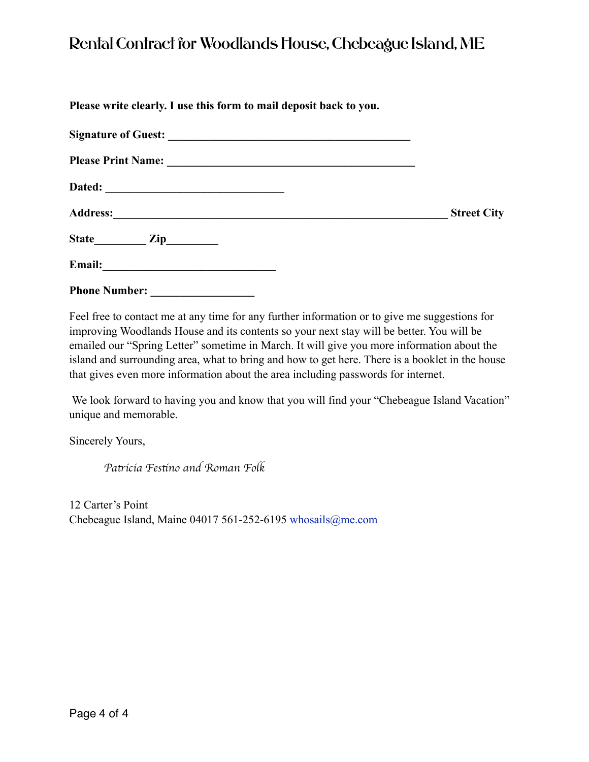# Rental Contract for Woodlands House, Chebeague Island, ME

**Please write clearly. I use this form to mail deposit back to you.**

**Signature of Guest:** ___________________________________________

**Please Print Name:** ____________________________________________

**Dated:** _______________________________

**Address:**__________________________________________________________ **Street City**

**State**_________ **Zip**_________

**Email:**______________________________

**Phone Number:** __________________

Feel free to contact me at any time for any further information or to give me suggestions for improving Woodlands House and its contents so your next stay will be better. You will be emailed our "Spring Letter" sometime in March. It will give you more information about the island and surrounding area, what to bring and how to get here. There is a booklet in the house that gives even more information about the area including passwords for internet.

We look forward to having you and know that you will find your "Chebeague Island Vacation" unique and memorable.

Sincerely Yours,

*Patricia Festino and Roman Folk*

12 Carter's Point
Chebeague Island, Maine 04017 561-252-6195 whosails@me.com